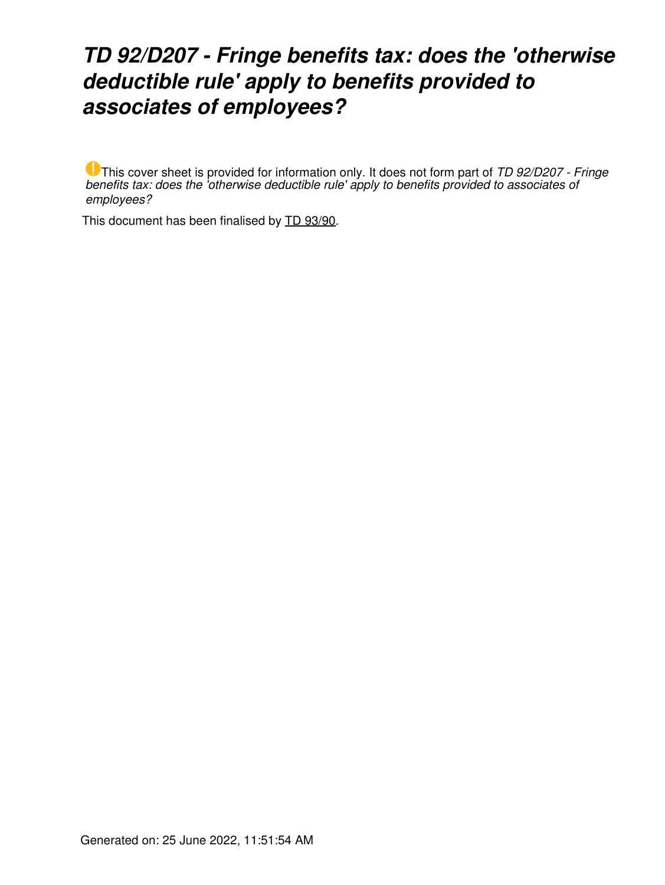# *TD 92/D207 - Fringe benefits tax: does the 'otherwise deductible rule' apply to benefits provided to associates of employees?*

This cover sheet is provided for information only. It does not form part of *TD 92/D207 - Fringe benefits tax: does the 'otherwise deductible rule' apply to benefits provided to associates of employees?*

This document has been finalised by TD 93/90.

Generated on: 25 June 2022, 11:51:54 AM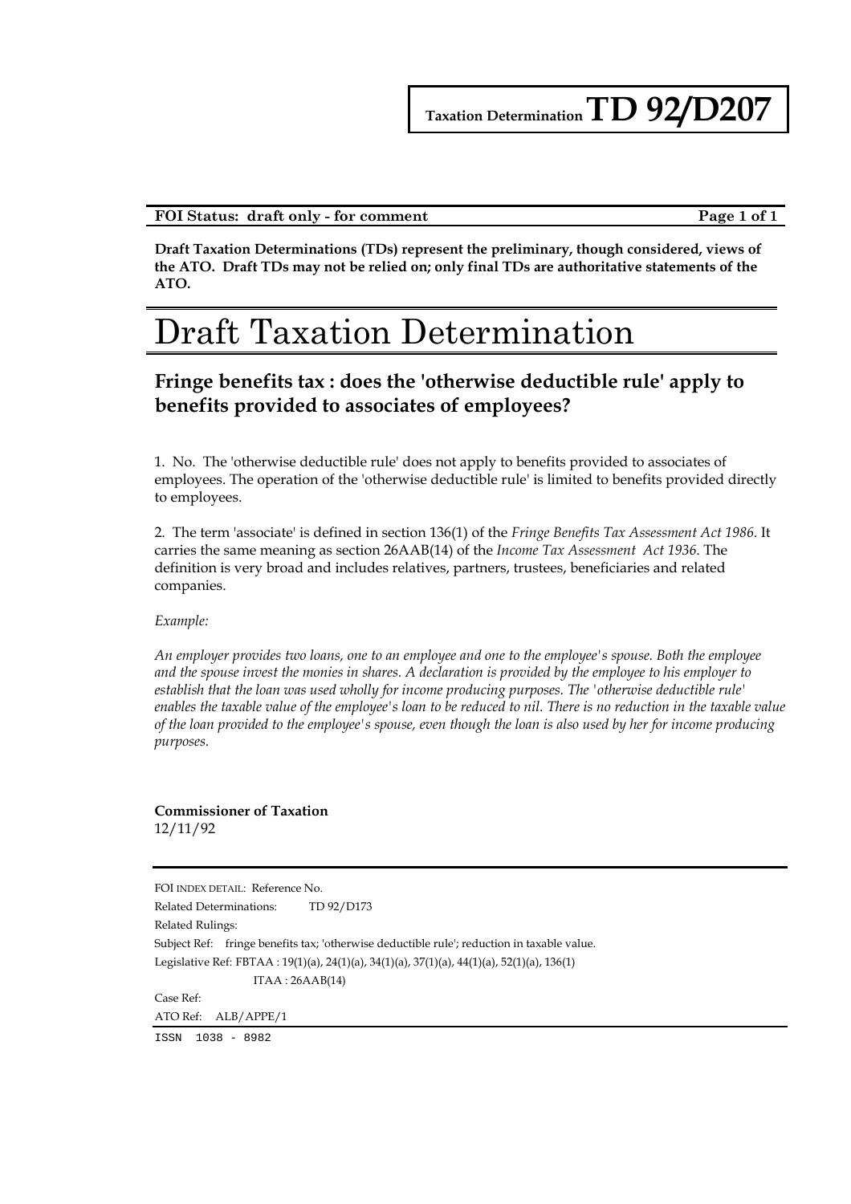**Taxation Determination TD 92/D207**

**FOI Status: draft only - for comment**

**Draft Taxation Determinations (TDs) represent the preliminary, though considered, views of the ATO. Draft TDs may not be relied on; only final TDs are authoritative statements of the ATO.**

# Draft Taxation Determination

## Fringe benefits tax : does the 'otherwise deductible rule' apply to benefits provided to associates of employees?

1. No. The 'otherwise deductible rule' does not apply to benefits provided to associates of employees. The operation of the 'otherwise deductible rule' is limited to benefits provided directly to employees.

2. The term 'associate' is defined in section 136(1) of the *Fringe Benefits Tax Assessment Act 1986*. It carries the same meaning as section 26AAB(14) of the *Income Tax Assessment Act 1936*. The definition is very broad and includes relatives, partners, trustees, beneficiaries and related companies.

*Example:*

*An employer provides two loans, one to an employee and one to the employee's spouse. Both the employee and the spouse invest the monies in shares. A declaration is provided by the employee to his employer to establish that the loan was used wholly for income producing purposes. The 'otherwise deductible rule' enables the taxable value of the employee's loan to be reduced to nil. There is no reduction in the taxable value of the loan provided to the employee's spouse, even though the loan is also used by her for income producing purposes.*

**Commissioner of Taxation**
12/11/92

FOI INDEX DETAIL: Reference No.
Related Determinations: TD 92/D173
Related Rulings:
Subject Ref: fringe benefits tax; 'otherwise deductible rule'; reduction in taxable value.
Legislative Ref: FBTAA : 19(1)(a), 24(1)(a), 34(1)(a), 37(1)(a), 44(1)(a), 52(1)(a), 136(1)
ITAA : 26AAB(14)
Case Ref:
ATO Ref: ALB/APPE/1

ISSN 1038 - 8982